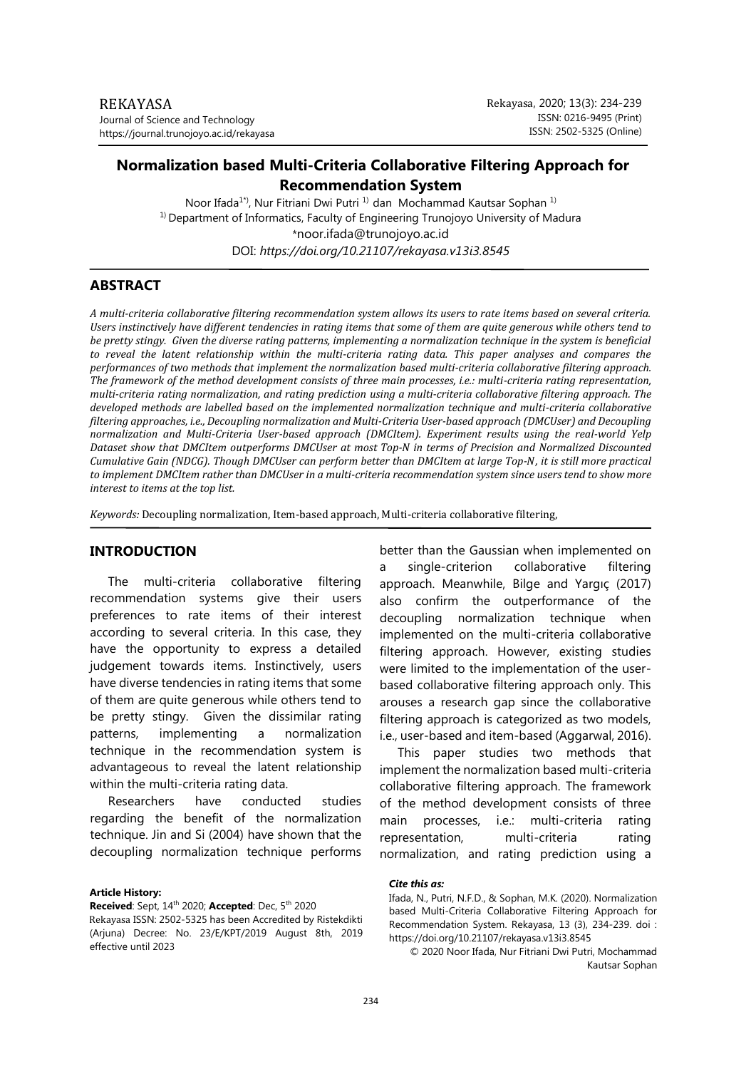# Normalization based Multi-Criteria Collaborative Filtering Approach for Recommendation System

Noor Ifada[1*], Nur Fitriani Dwi Putri [1] dan Mochammad Kautsar Sophan [1]

[1] Department of Informatics, Faculty of Engineering Trunojoyo University of Madura

*noor.ifada@trunojoyo.ac.id

DOI: *https://doi.org/10.21107/rekayasa.v13i3.8545*

## ABSTRACT

*A multi-criteria collaborative filtering recommendation system allows its users to rate items based on several criteria. Users instinctively have different tendencies in rating items that some of them are quite generous while others tend to be pretty stingy. Given the diverse rating patterns, implementing a normalization technique in the system is beneficial to reveal the latent relationship within the multi-criteria rating data. This paper analyses and compares the performances of two methods that implement the normalization based multi-criteria collaborative filtering approach. The framework of the method development consists of three main processes, i.e.: multi-criteria rating representation, multi-criteria rating normalization, and rating prediction using a multi-criteria collaborative filtering approach. The developed methods are labelled based on the implemented normalization technique and multi-criteria collaborative filtering approaches, i.e., Decoupling normalization and Multi-Criteria User-based approach (DMCUser) and Decoupling normalization and Multi-Criteria User-based approach (DMCItem). Experiment results using the real-world Yelp Dataset show that DMCItem outperforms DMCUser at most Top-N in terms of Precision and Normalized Discounted Cumulative Gain (NDCG). Though DMCUser can perform better than DMCItem at large Top-N, it is still more practical to implement DMCItem rather than DMCUser in a multi-criteria recommendation system since users tend to show more interest to items at the top list.*

*Keywords:* Decoupling normalization, Item-based approach, Multi-criteria collaborative filtering,

## INTRODUCTION

The multi-criteria collaborative filtering recommendation systems give their users preferences to rate items of their interest according to several criteria. In this case, they have the opportunity to express a detailed judgement towards items. Instinctively, users have diverse tendencies in rating items that some of them are quite generous while others tend to be pretty stingy. Given the dissimilar rating patterns, implementing a normalization technique in the recommendation system is advantageous to reveal the latent relationship within the multi-criteria rating data.

Researchers have conducted studies regarding the benefit of the normalization technique. Jin and Si (2004) have shown that the decoupling normalization technique performs better than the Gaussian when implemented on a single-criterion collaborative filtering approach. Meanwhile, Bilge and Yargıç (2017) also confirm the outperformance of the decoupling normalization technique when implemented on the multi-criteria collaborative filtering approach. However, existing studies were limited to the implementation of the user-based collaborative filtering approach only. This arouses a research gap since the collaborative filtering approach is categorized as two models, i.e., user-based and item-based (Aggarwal, 2016).

This paper studies two methods that implement the normalization based multi-criteria collaborative filtering approach. The framework of the method development consists of three main processes, i.e.: multi-criteria rating representation, multi-criteria rating normalization, and rating prediction using a

**Article History:**
**Received**: Sept, 14th 2020; **Accepted**: Dec, 5th 2020
Rekayasa ISSN: 2502-5325 has been Accredited by Ristekdikti (Arjuna) Decree: No. 23/E/KPT/2019 August 8th, 2019 effective until 2023

***Cite this as:***
Ifada, N., Putri, N.F.D., & Sophan, M.K. (2020). Normalization based Multi-Criteria Collaborative Filtering Approach for Recommendation System. Rekayasa, 13 (3), 234-239. doi : https://doi.org/10.21107/rekayasa.v13i3.8545

© 2020 Noor Ifada, Nur Fitriani Dwi Putri, Mochammad Kautsar Sophan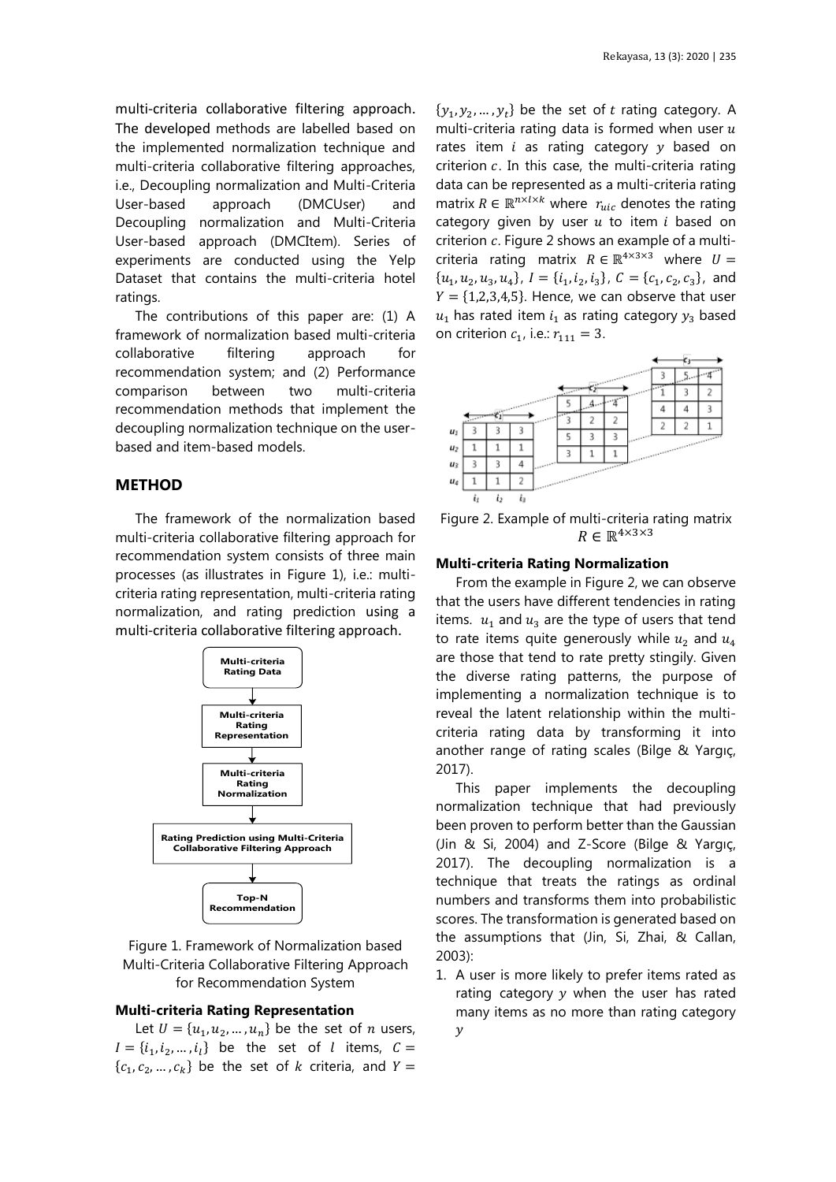multi-criteria collaborative filtering approach. The developed methods are labelled based on the implemented normalization technique and multi-criteria collaborative filtering approaches, i.e., Decoupling normalization and Multi-Criteria User-based approach (DMCUser) and Decoupling normalization and Multi-Criteria User-based approach (DMCItem). Series of experiments are conducted using the Yelp Dataset that contains the multi-criteria hotel ratings.

The contributions of this paper are: (1) A framework of normalization based multi-criteria collaborative filtering approach for recommendation system; and (2) Performance comparison between two multi-criteria recommendation methods that implement the decoupling normalization technique on the user-based and item-based models.

## METHOD

The framework of the normalization based multi-criteria collaborative filtering approach for recommendation system consists of three main processes (as illustrates in Figure 1), i.e.: multi-criteria rating representation, multi-criteria rating normalization, and rating prediction using a multi-criteria collaborative filtering approach.

Figure 1. Framework of Normalization based Multi-Criteria Collaborative Filtering Approach for Recommendation System

### Multi-criteria Rating Representation

Let $U = \{u_1, u_2, \dots, u_n\}$ be the set of $n$ users, $I = \{i_1, i_2, \dots, i_l\}$ be the set of $l$ items, $C = \{c_1, c_2, \dots, c_k\}$ be the set of $k$ criteria, and $Y = \{y_1, y_2, \dots, y_t\}$ be the set of $t$ rating category. A multi-criteria rating data is formed when user $u$ rates item $i$ as rating category $y$ based on criterion $c$. In this case, the multi-criteria rating data can be represented as a multi-criteria rating matrix $R \in \mathbb{R}^{n \times l \times k}$ where $r_{uic}$ denotes the rating category given by user $u$ to item $i$ based on criterion $c$. Figure 2 shows an example of a multi-criteria rating matrix $R \in \mathbb{R}^{4 \times 3 \times 3}$ where $U = \{u_1, u_2, u_3, u_4\}$, $I = \{i_1, i_2, i_3\}$, $C = \{c_1, c_2, c_3\}$, and $Y = \{1,2,3,4,5\}$. Hence, we can observe that user $u_1$ has rated item $i_1$ as rating category $y_3$ based on criterion $c_1$, i.e.: $r_{111} = 3$.

Figure 2. Example of multi-criteria rating matrix $R \in \mathbb{R}^{4 \times 3 \times 3}$

### Multi-criteria Rating Normalization

From the example in Figure 2, we can observe that the users have different tendencies in rating items. $u_1$ and $u_3$ are the type of users that tend to rate items quite generously while $u_2$ and $u_4$ are those that tend to rate pretty stingily. Given the diverse rating patterns, the purpose of implementing a normalization technique is to reveal the latent relationship within the multi-criteria rating data by transforming it into another range of rating scales (Bilge & Yargıç, 2017).

This paper implements the decoupling normalization technique that had previously been proven to perform better than the Gaussian (Jin & Si, 2004) and Z-Score (Bilge & Yargıç, 2017). The decoupling normalization is a technique that treats the ratings as ordinal numbers and transforms them into probabilistic scores. The transformation is generated based on the assumptions that (Jin, Si, Zhai, & Callan, 2003):

1. A user is more likely to prefer items rated as rating category $y$ when the user has rated many items as no more than rating category $y$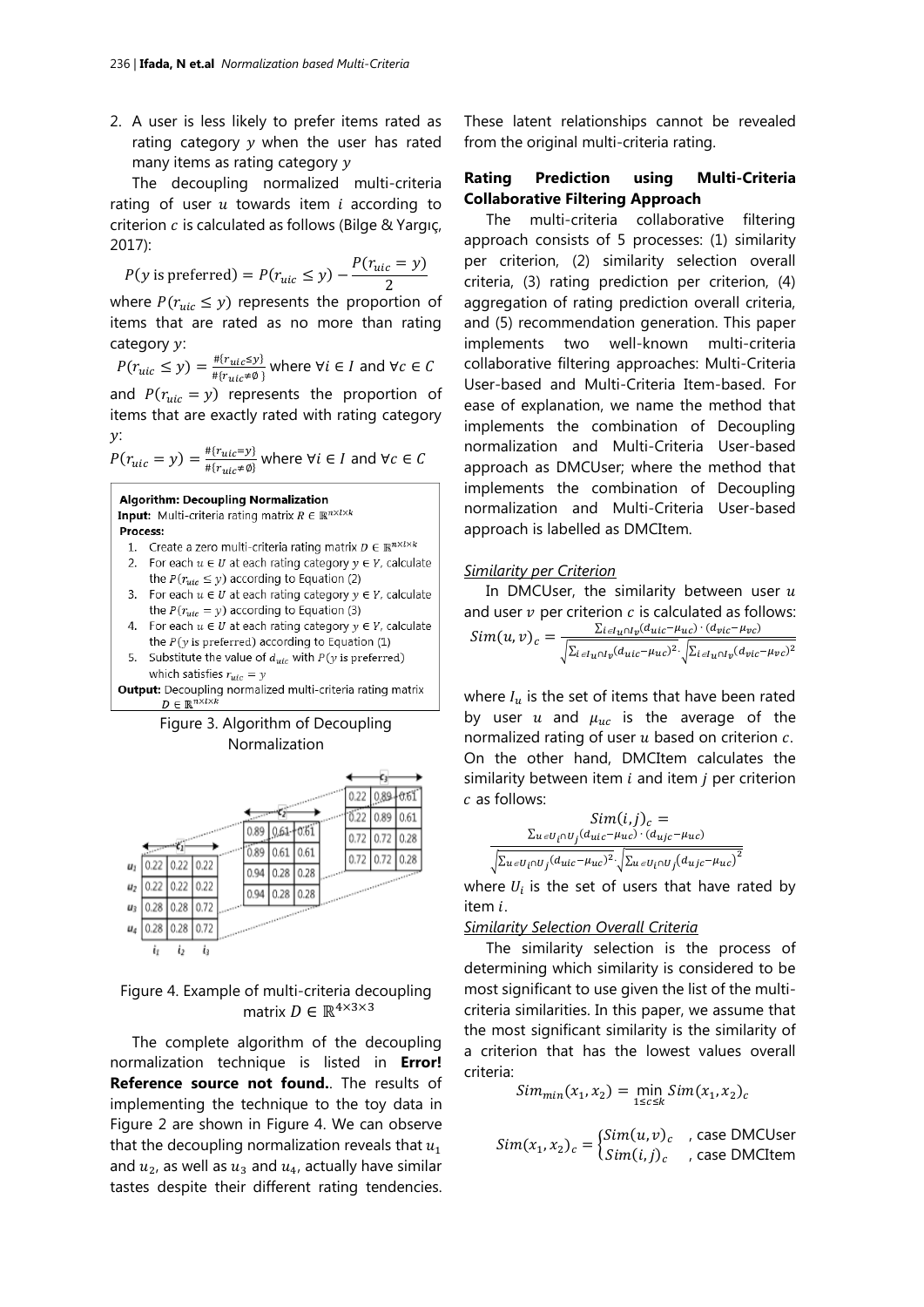2. A user is less likely to prefer items rated as rating category $y$ when the user has rated many items as rating category $y$

The decoupling normalized multi-criteria rating of user $u$ towards item $i$ according to criterion $c$ is calculated as follows (Bilge & Yargıç, 2017):

$$P(y \text{ is preferred}) = P(r_{uic} \leq y) - \frac{P(r_{uic} = y)}{2}$$

where $P(r_{uic} \leq y)$ represents the proportion of items that are rated as no more than rating category $y$:

$P(r_{uic} \leq y) = \frac{\#\{r_{uic} \leq y\}}{\#\{r_{uic} \neq \emptyset\}}$ where $\forall i \in I$ and $\forall c \in C$

and $P(r_{uic} = y)$ represents the proportion of items that are exactly rated with rating category $y$:

$P(r_{uic} = y) = \frac{\#\{r_{uic} = y\}}{\#\{r_{uic} \neq \emptyset\}}$ where $\forall i \in I$ and $\forall c \in C$

**Algorithm: Decoupling Normalization**
**Input:** Multi-criteria rating matrix $R \in \mathbb{R}^{n \times l \times k}$
**Process:**
1. Create a zero multi-criteria rating matrix $D \in \mathbb{R}^{n \times l \times k}$
2. For each $u \in U$ at each rating category $y \in Y$, calculate the $P(r_{uic} \leq y)$ according to Equation (2)
3. For each $u \in U$ at each rating category $y \in Y$, calculate the $P(r_{uic} = y)$ according to Equation (3)
4. For each $u \in U$ at each rating category $y \in Y$, calculate the $P(y \text{ is preferred})$ according to Equation (1)
5. Substitute the value of $d_{uic}$ with $P(y \text{ is preferred})$ which satisfies $r_{uic} = y$

**Output:** Decoupling normalized multi-criteria rating matrix $D \in \mathbb{R}^{n \times l \times k}$

Figure 3. Algorithm of Decoupling Normalization

$c_1$:

| | $i_1$ | $i_2$ | $i_3$ |
|---|---|---|---|
| $u_1$ | 0.22 | 0.22 | 0.22 |
| $u_2$ | 0.22 | 0.22 | 0.22 |
| $u_3$ | 0.28 | 0.28 | 0.72 |
| $u_4$ | 0.28 | 0.28 | 0.72 |

$c_2$:

| | $i_1$ | $i_2$ | $i_3$ |
|---|---|---|---|
| $u_1$ | 0.89 | 0.61 | 0.61 |
| $u_2$ | 0.89 | 0.61 | 0.61 |
| $u_3$ | 0.94 | 0.28 | 0.28 |
| $u_4$ | 0.94 | 0.28 | 0.28 |

$c_3$:

| | $i_1$ | $i_2$ | $i_3$ |
|---|---|---|---|
| $u_1$ | 0.22 | 0.89 | 0.61 |
| $u_2$ | 0.22 | 0.89 | 0.61 |
| $u_3$ | 0.72 | 0.72 | 0.28 |
| $u_4$ | 0.72 | 0.72 | 0.28 |

Figure 4. Example of multi-criteria decoupling matrix $D \in \mathbb{R}^{4 \times 3 \times 3}$

The complete algorithm of the decoupling normalization technique is listed in **Error! Reference source not found.**. The results of implementing the technique to the toy data in Figure 2 are shown in Figure 4. We can observe that the decoupling normalization reveals that $u_1$ and $u_2$, as well as $u_3$ and $u_4$, actually have similar tastes despite their different rating tendencies. These latent relationships cannot be revealed from the original multi-criteria rating.

**Rating Prediction using Multi-Criteria Collaborative Filtering Approach**

The multi-criteria collaborative filtering approach consists of 5 processes: (1) similarity per criterion, (2) similarity selection overall criteria, (3) rating prediction per criterion, (4) aggregation of rating prediction overall criteria, and (5) recommendation generation. This paper implements two well-known multi-criteria collaborative filtering approaches: Multi-Criteria User-based and Multi-Criteria Item-based. For ease of explanation, we name the method that implements the combination of Decoupling normalization and Multi-Criteria User-based approach as DMCUser; where the method that implements the combination of Decoupling normalization and Multi-Criteria User-based approach is labelled as DMCItem.

*Similarity per Criterion*

In DMCUser, the similarity between user $u$ and user $v$ per criterion $c$ is calculated as follows:

$$Sim(u,v)_c = \frac{\sum_{i \in I_u \cap I_v} (d_{uic} - \mu_{uc}) \cdot (d_{vic} - \mu_{vc})}{\sqrt{\sum_{i \in I_u \cap I_v} (d_{uic} - \mu_{uc})^2} \cdot \sqrt{\sum_{i \in I_u \cap I_v} (d_{vic} - \mu_{vc})^2}}$$

where $I_u$ is the set of items that have been rated by user $u$ and $\mu_{uc}$ is the average of the normalized rating of user $u$ based on criterion $c$. On the other hand, DMCItem calculates the similarity between item $i$ and item $j$ per criterion $c$ as follows:

$$Sim(i,j)_c = \frac{\sum_{u \in U_i \cap U_j} (d_{uic} - \mu_{uc}) \cdot (d_{ujc} - \mu_{uc})}{\sqrt{\sum_{u \in U_i \cap U_j} (d_{uic} - \mu_{uc})^2} \cdot \sqrt{\sum_{u \in U_i \cap U_j} (d_{ujc} - \mu_{uc})^2}}$$

where $U_i$ is the set of users that have rated by item $i$.

*Similarity Selection Overall Criteria*

The similarity selection is the process of determining which similarity is considered to be most significant to use given the list of the multi-criteria similarities. In this paper, we assume that the most significant similarity is the similarity of a criterion that has the lowest values overall criteria:

$$Sim_{min}(x_1, x_2) = \min_{1 \leq c \leq k} Sim(x_1, x_2)_c$$

$$Sim(x_1, x_2)_c = \begin{cases} Sim(u,v)_c & \text{, case DMCUser} \\ Sim(i,j)_c & \text{, case DMCItem} \end{cases}$$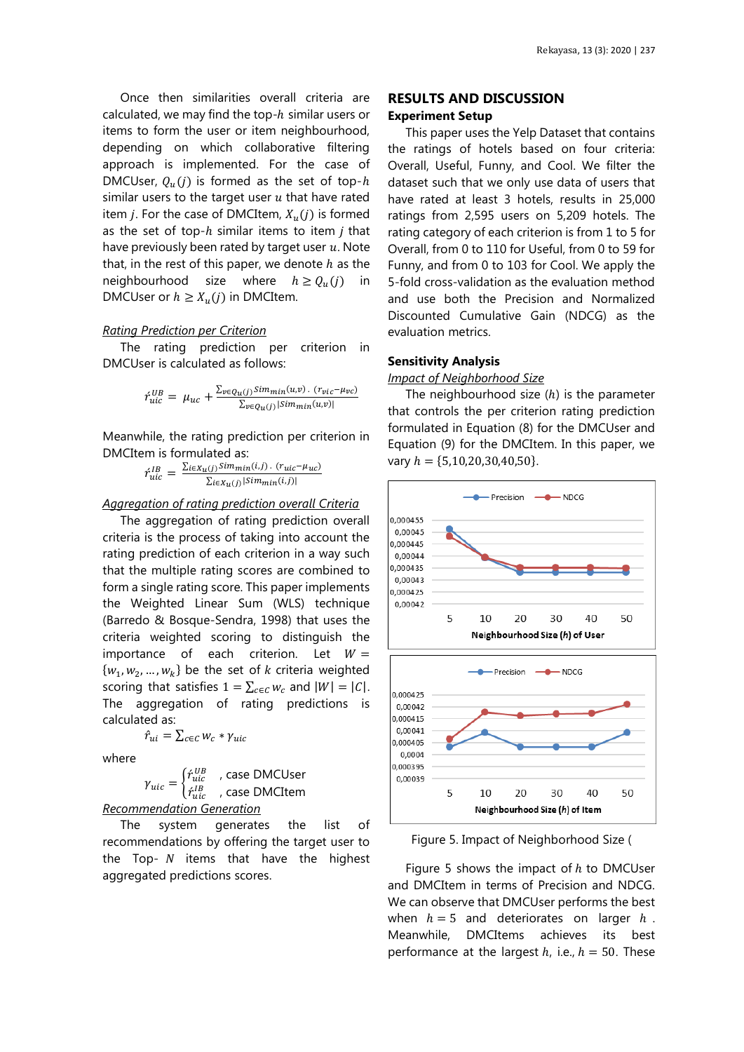Once then similarities overall criteria are calculated, we may find the top-$h$ similar users or items to form the user or item neighbourhood, depending on which collaborative filtering approach is implemented. For the case of DMCUser, $Q_u(j)$ is formed as the set of top-$h$ similar users to the target user $u$ that have rated item $j$. For the case of DMCItem, $X_u(j)$ is formed as the set of top-$h$ similar items to item $j$ that have previously been rated by target user $u$. Note that, in the rest of this paper, we denote $h$ as the neighbourhood size where $h \geq Q_u(j)$ in DMCUser or $h \geq X_u(j)$ in DMCItem.

*Rating Prediction per Criterion*

The rating prediction per criterion in DMCUser is calculated as follows:

$$\acute{r}^{UB}_{uic} = \mu_{uc} + \frac{\sum_{v \in Q_u(j)} Sim_{min}(u,v) \cdot (r_{vic} - \mu_{vc})}{\sum_{v \in Q_u(j)} |Sim_{min}(u,v)|}$$

Meanwhile, the rating prediction per criterion in DMCItem is formulated as:

$$\acute{r}^{IB}_{uic} = \frac{\sum_{i \in X_u(j)} Sim_{min}(i,j) \cdot (r_{uic} - \mu_{uc})}{\sum_{i \in X_u(j)} |Sim_{min}(i,j)|}$$

*Aggregation of rating prediction overall Criteria*

The aggregation of rating prediction overall criteria is the process of taking into account the rating prediction in each criterion in a way such that the multiple rating scores are combined to form a single rating score. This paper implements the Weighted Linear Sum (WLS) technique (Barredo & Bosque-Sendra, 1998) that uses the criteria weighted scoring to distinguish the importance of each criterion. Let $W = \{w_1, w_2, \dots, w_k\}$ be the set of $k$ criteria weighted scoring that satisfies $1 = \sum_{c \in C} w_c$ and $|W| = |C|$. The aggregation of rating predictions is calculated as:

$$\hat{r}_{ui} = \sum_{c \in C} w_c * \gamma_{uic}$$

where

$$\gamma_{uic} = \begin{cases} \acute{r}^{UB}_{uic} & \text{, case DMCUser} \\ \acute{r}^{IB}_{uic} & \text{, case DMCItem} \end{cases}$$

*Recommendation Generation*

The system generates the list of recommendations by offering the target user to the Top- $N$ items that have the highest aggregated predictions scores.

## RESULTS AND DISCUSSION

### Experiment Setup

This paper uses the Yelp Dataset that contains the ratings of hotels based on four criteria: Overall, Useful, Funny, and Cool. We filter the dataset such that we only use data of users that have rated at least 3 hotels, results in 25,000 ratings from 2,595 users on 5,209 hotels. The rating category of each criterion is from 1 to 5 for Overall, from 0 to 110 for Useful, from 0 to 59 for Funny, and from 0 to 103 for Cool. We apply the 5-fold cross-validation as the evaluation method and use both the Precision and Normalized Discounted Cumulative Gain (NDCG) as the evaluation metrics.

### Sensitivity Analysis

*Impact of Neighborhood Size*

The neighbourhood size ($h$) is the parameter that controls the per criterion rating prediction formulated in Equation (8) for the DMCUser and Equation (9) for the DMCItem. In this paper, we vary $h = \{5,10,20,30,40,50\}$.

Figure 5. Impact of Neighborhood Size (

Figure 5 shows the impact of $h$ to DMCUser and DMCItem in terms of Precision and NDCG. We can observe that DMCUser performs the best when $h = 5$ and deteriorates on larger $h$. Meanwhile, DMCItems achieves its best performance at the largest $h$, i.e., $h = 50$. These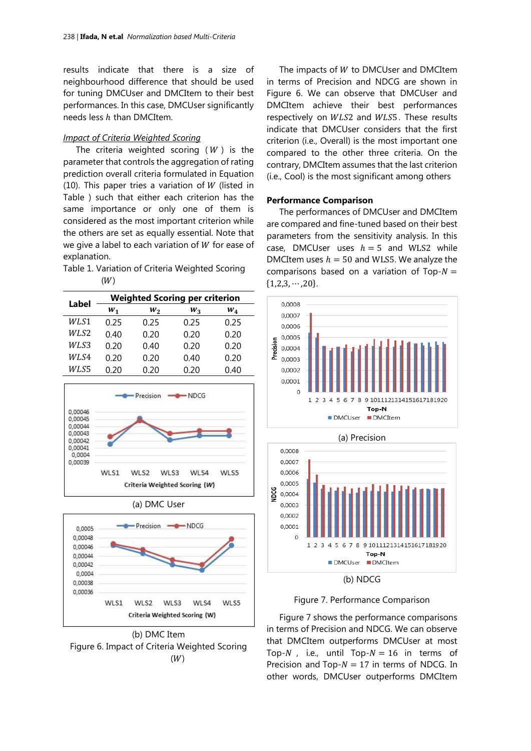results indicate that there is a size of neighbourhood difference that should be used for tuning DMCUser and DMCItem to their best performances. In this case, DMCUser significantly needs less $h$ than DMCItem.

*Impact of Criteria Weighted Scoring*

The criteria weighted scoring ($W$) is the parameter that controls the aggregation of rating prediction overall criteria formulated in Equation (10). This paper tries a variation of $W$ (listed in Table ) such that either each criterion has the same importance or only one of them is considered as the most important criterion while the others are set as equally essential. Note that we give a label to each variation of $W$ for ease of explanation.

Table 1. Variation of Criteria Weighted Scoring ($W$)

| Label | Weighted Scoring per criterion | | | |
|---|---|---|---|---|
| | $w_1$ | $w_2$ | $w_3$ | $w_4$ |
| $WLS1$ | 0.25 | 0.25 | 0.25 | 0.25 |
| $WLS2$ | 0.40 | 0.20 | 0.20 | 0.20 |
| $WLS3$ | 0.20 | 0.40 | 0.20 | 0.20 |
| $WLS4$ | 0.20 | 0.20 | 0.40 | 0.20 |
| $WLS5$ | 0.20 | 0.20 | 0.20 | 0.40 |

(a) DMC User

(b) DMC Item

Figure 6. Impact of Criteria Weighted Scoring ($W$)

The impacts of $W$ to DMCUser and DMCItem in terms of Precision and NDCG are shown in Figure 6. We can observe that DMCUser and DMCItem achieve their best performances respectively on $WLS2$ and $WLS5$. These results indicate that DMCUser considers that the first criterion (i.e., Overall) is the most important one compared to the other three criteria. On the contrary, DMCItem assumes that the last criterion (i.e., Cool) is the most significant among others

**Performance Comparison**

The performances of DMCUser and DMCItem are compared and fine-tuned based on their best parameters from the sensitivity analysis. In this case, DMCUser uses $h = 5$ and WLS2 while DMCItem uses $h = 50$ and WLS5. We analyze the comparisons based on a variation of Top-$N = \{1,2,3,\cdots,20\}$.

(a) Precision

(b) NDCG

Figure 7. Performance Comparison

Figure 7 shows the performance comparisons in terms of Precision and NDCG. We can observe that DMCItem outperforms DMCUser at most Top-$N$, i.e., until Top-$N = 16$ in terms of Precision and Top-$N = 17$ in terms of NDCG. In other words, DMCUser outperforms DMCItem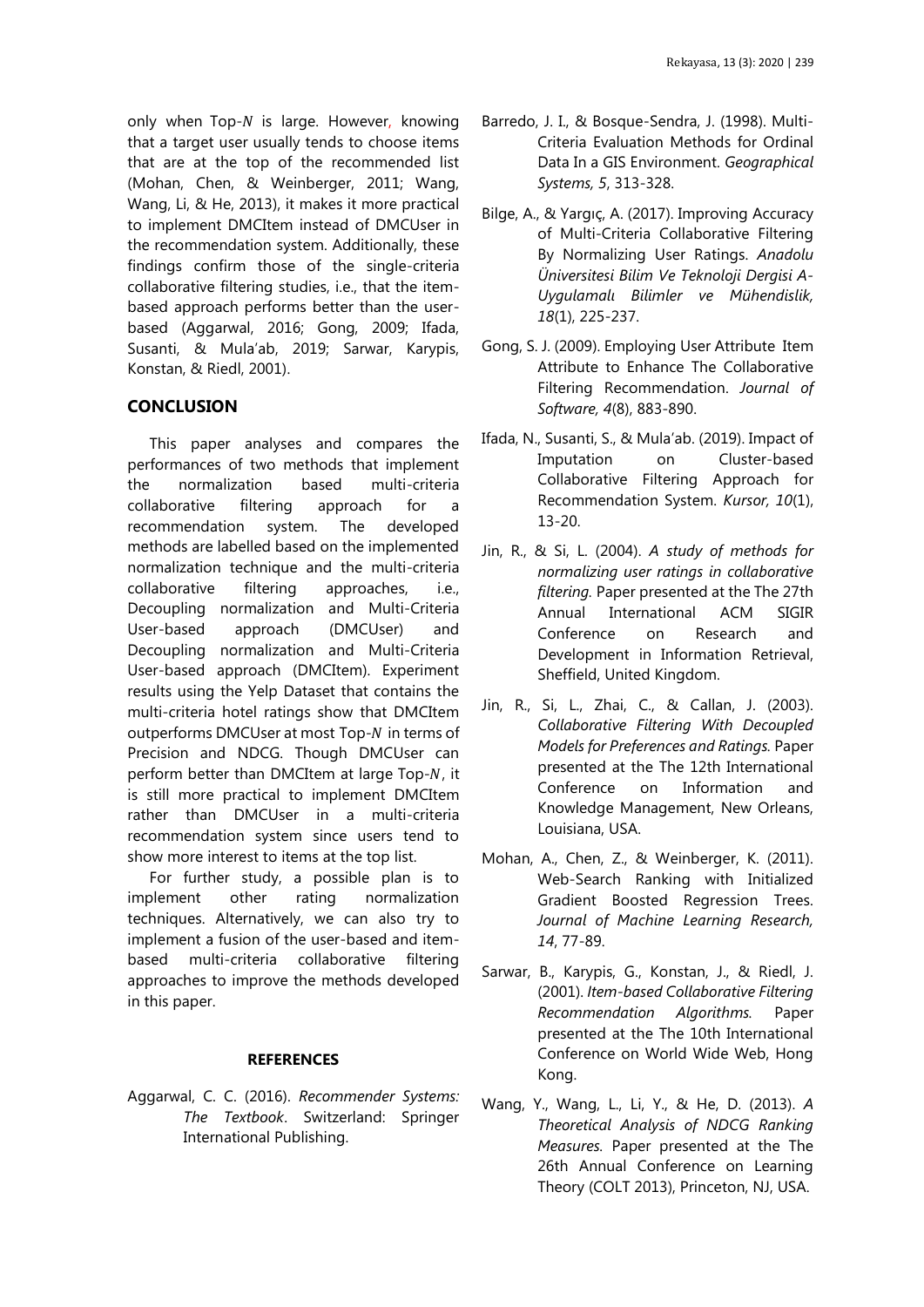only when Top-$N$ is large. However, knowing that a target user usually tends to choose items that are at the top of the recommended list (Mohan, Chen, & Weinberger, 2011; Wang, Wang, Li, & He, 2013), it makes it more practical to implement DMCItem instead of DMCUser in the recommendation system. Additionally, these findings confirm those of the single-criteria collaborative filtering studies, i.e., that the item-based approach performs better than the user-based (Aggarwal, 2016; Gong, 2009; Ifada, Susanti, & Mula'ab, 2019; Sarwar, Karypis, Konstan, & Riedl, 2001).

## CONCLUSION

This paper analyses and compares the performances of two methods that implement the normalization based multi-criteria collaborative filtering approach for a recommendation system. The developed methods are labelled based on the implemented normalization technique and the multi-criteria collaborative filtering approaches, i.e., Decoupling normalization and Multi-Criteria User-based approach (DMCUser) and Decoupling normalization and Multi-Criteria User-based approach (DMCItem). Experiment results using the Yelp Dataset that contains the multi-criteria hotel ratings show that DMCItem outperforms DMCUser at most Top-$N$ in terms of Precision and NDCG. Though DMCUser can perform better than DMCItem at large Top-$N$, it is still more practical to implement DMCItem rather than DMCUser in a multi-criteria recommendation system since users tend to show more interest to items at the top list.

For further study, a possible plan is to implement other rating normalization techniques. Alternatively, we can also try to implement a fusion of the user-based and item-based multi-criteria collaborative filtering approaches to improve the methods developed in this paper.

## REFERENCES

Aggarwal, C. C. (2016). *Recommender Systems: The Textbook*. Switzerland: Springer International Publishing.

Barredo, J. I., & Bosque-Sendra, J. (1998). Multi-Criteria Evaluation Methods for Ordinal Data In a GIS Environment. *Geographical Systems, 5*, 313-328.

Bilge, A., & Yargıç, A. (2017). Improving Accuracy of Multi-Criteria Collaborative Filtering By Normalizing User Ratings. *Anadolu Üniversitesi Bilim Ve Teknoloji Dergisi A-Uygulamalı Bilimler ve Mühendislik, 18*(1), 225-237.

Gong, S. J. (2009). Employing User Attribute Item Attribute to Enhance The Collaborative Filtering Recommendation. *Journal of Software, 4*(8), 883-890.

Ifada, N., Susanti, S., & Mula'ab. (2019). Impact of Imputation on Cluster-based Collaborative Filtering Approach for Recommendation System. *Kursor, 10*(1), 13-20.

Jin, R., & Si, L. (2004). *A study of methods for normalizing user ratings in collaborative filtering.* Paper presented at the The 27th Annual International ACM SIGIR Conference on Research and Development in Information Retrieval, Sheffield, United Kingdom.

Jin, R., Si, L., Zhai, C., & Callan, J. (2003). *Collaborative Filtering With Decoupled Models for Preferences and Ratings.* Paper presented at the The 12th International Conference on Information and Knowledge Management, New Orleans, Louisiana, USA.

Mohan, A., Chen, Z., & Weinberger, K. (2011). Web-Search Ranking with Initialized Gradient Boosted Regression Trees. *Journal of Machine Learning Research, 14*, 77-89.

Sarwar, B., Karypis, G., Konstan, J., & Riedl, J. (2001). *Item-based Collaborative Filtering Recommendation Algorithms.* Paper presented at the The 10th International Conference on World Wide Web, Hong Kong.

Wang, Y., Wang, L., Li, Y., & He, D. (2013). *A Theoretical Analysis of NDCG Ranking Measures.* Paper presented at the The 26th Annual Conference on Learning Theory (COLT 2013), Princeton, NJ, USA.